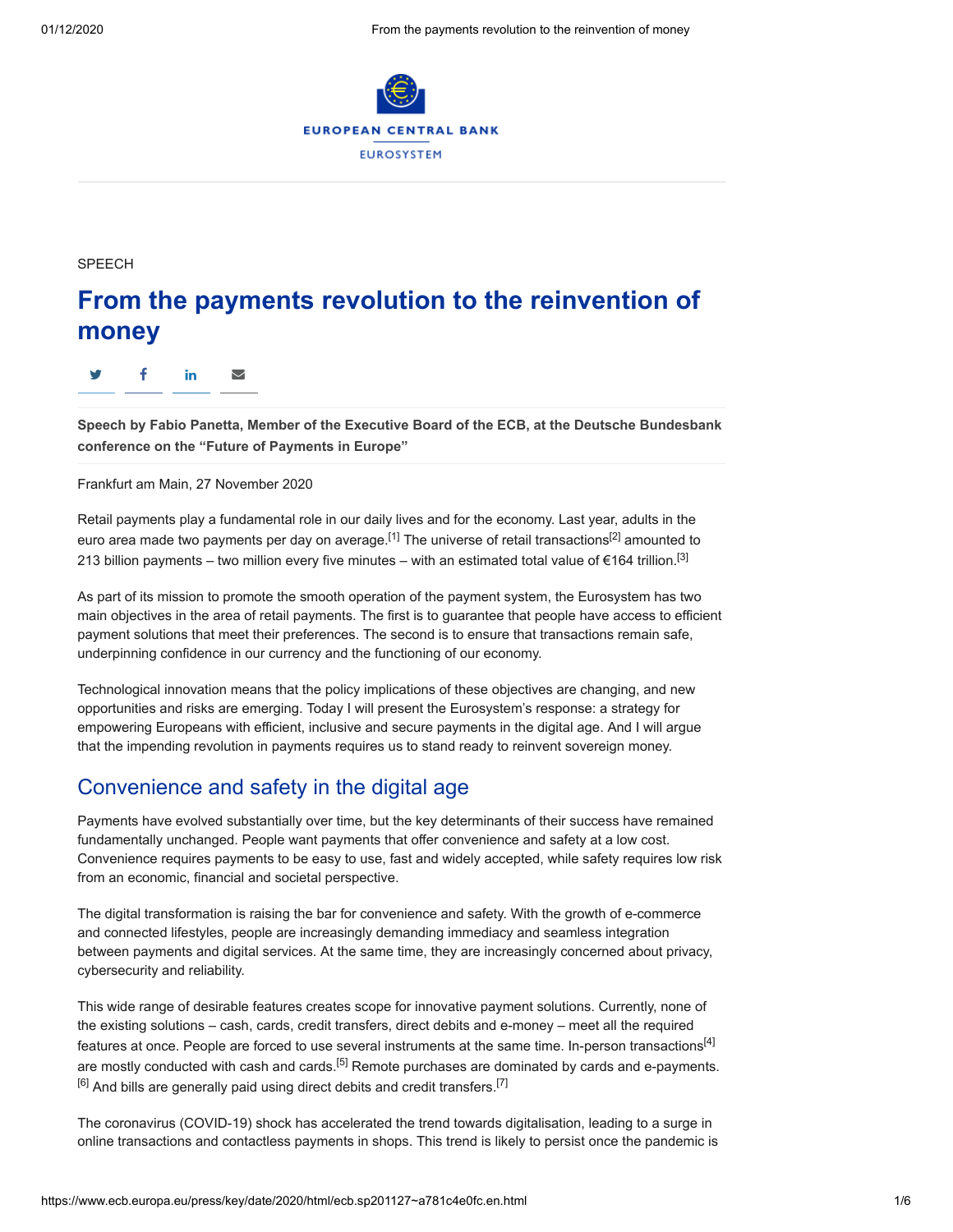SPEECH

# From the payments revolution to the reinvention of money

**Speech by Fabio Panetta, Member of the Executive Board of the ECB, at the Deutsche Bundesbank conference on the "Future of Payments in Europe"**

Frankfurt am Main, 27 November 2020

Retail payments play a fundamental role in our daily lives and for the economy. Last year, adults in the euro area made two payments per day on average.[1] The universe of retail transactions[2] amounted to 213 billion payments – two million every five minutes – with an estimated total value of €164 trillion.[3]

As part of its mission to promote the smooth operation of the payment system, the Eurosystem has two main objectives in the area of retail payments. The first is to guarantee that people have access to efficient payment solutions that meet their preferences. The second is to ensure that transactions remain safe, underpinning confidence in our currency and the functioning of our economy.

Technological innovation means that the policy implications of these objectives are changing, and new opportunities and risks are emerging. Today I will present the Eurosystem's response: a strategy for empowering Europeans with efficient, inclusive and secure payments in the digital age. And I will argue that the impending revolution in payments requires us to stand ready to reinvent sovereign money.

## Convenience and safety in the digital age

Payments have evolved substantially over time, but the key determinants of their success have remained fundamentally unchanged. People want payments that offer convenience and safety at a low cost. Convenience requires payments to be easy to use, fast and widely accepted, while safety requires low risk from an economic, financial and societal perspective.

The digital transformation is raising the bar for convenience and safety. With the growth of e-commerce and connected lifestyles, people are increasingly demanding immediacy and seamless integration between payments and digital services. At the same time, they are increasingly concerned about privacy, cybersecurity and reliability.

This wide range of desirable features creates scope for innovative payment solutions. Currently, none of the existing solutions – cash, cards, credit transfers, direct debits and e-money – meet all the required features at once. People are forced to use several instruments at the same time. In-person transactions[4] are mostly conducted with cash and cards.[5] Remote purchases are dominated by cards and e-payments.[6] And bills are generally paid using direct debits and credit transfers.[7]

The coronavirus (COVID-19) shock has accelerated the trend towards digitalisation, leading to a surge in online transactions and contactless payments in shops. This trend is likely to persist once the pandemic is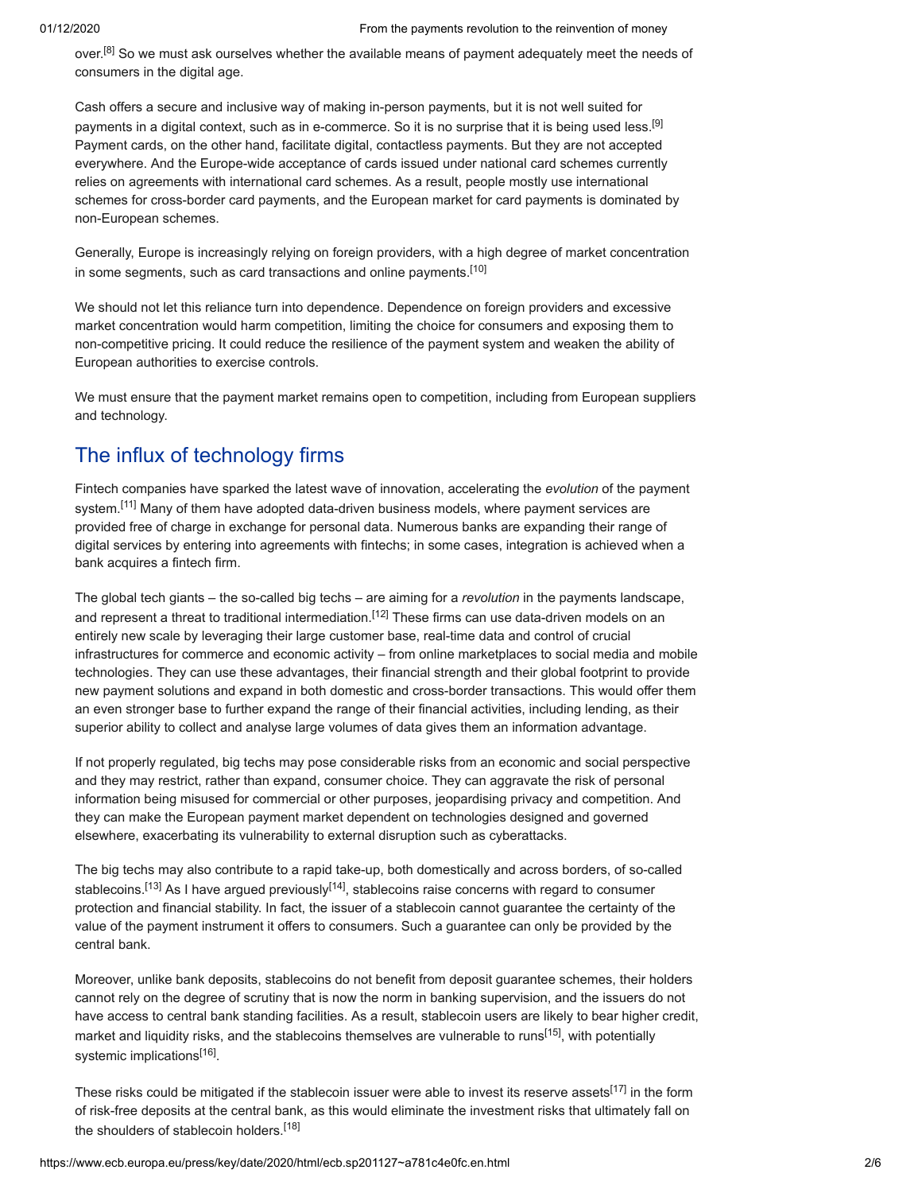over.[8] So we must ask ourselves whether the available means of payment adequately meet the needs of consumers in the digital age.

Cash offers a secure and inclusive way of making in-person payments, but it is not well suited for payments in a digital context, such as in e-commerce. So it is no surprise that it is being used less.[9] Payment cards, on the other hand, facilitate digital, contactless payments. But they are not accepted everywhere. And the Europe-wide acceptance of cards issued under national card schemes currently relies on agreements with international card schemes. As a result, people mostly use international schemes for cross-border card payments, and the European market for card payments is dominated by non-European schemes.

Generally, Europe is increasingly relying on foreign providers, with a high degree of market concentration in some segments, such as card transactions and online payments.[10]

We should not let this reliance turn into dependence. Dependence on foreign providers and excessive market concentration would harm competition, limiting the choice for consumers and exposing them to non-competitive pricing. It could reduce the resilience of the payment system and weaken the ability of European authorities to exercise controls.

We must ensure that the payment market remains open to competition, including from European suppliers and technology.

## The influx of technology firms

Fintech companies have sparked the latest wave of innovation, accelerating the *evolution* of the payment system.[11] Many of them have adopted data-driven business models, where payment services are provided free of charge in exchange for personal data. Numerous banks are expanding their range of digital services by entering into agreements with fintechs; in some cases, integration is achieved when a bank acquires a fintech firm.

The global tech giants – the so-called big techs – are aiming for a *revolution* in the payments landscape, and represent a threat to traditional intermediation.[12] These firms can use data-driven models on an entirely new scale by leveraging their large customer base, real-time data and control of crucial infrastructures for commerce and economic activity – from online marketplaces to social media and mobile technologies. They can use these advantages, their financial strength and their global footprint to provide new payment solutions and expand in both domestic and cross-border transactions. This would offer them an even stronger base to further expand the range of their financial activities, including lending, as their superior ability to collect and analyse large volumes of data gives them an information advantage.

If not properly regulated, big techs may pose considerable risks from an economic and social perspective and they may restrict, rather than expand, consumer choice. They can aggravate the risk of personal information being misused for commercial or other purposes, jeopardising privacy and competition. And they can make the European payment market dependent on technologies designed and governed elsewhere, exacerbating its vulnerability to external disruption such as cyberattacks.

The big techs may also contribute to a rapid take-up, both domestically and across borders, of so-called stablecoins.[13] As I have argued previously[14], stablecoins raise concerns with regard to consumer protection and financial stability. In fact, the issuer of a stablecoin cannot guarantee the certainty of the value of the payment instrument it offers to consumers. Such a guarantee can only be provided by the central bank.

Moreover, unlike bank deposits, stablecoins do not benefit from deposit guarantee schemes, their holders cannot rely on the degree of scrutiny that is now the norm in banking supervision, and the issuers do not have access to central bank standing facilities. As a result, stablecoin users are likely to bear higher credit, market and liquidity risks, and the stablecoins themselves are vulnerable to runs[15], with potentially systemic implications[16].

These risks could be mitigated if the stablecoin issuer were able to invest its reserve assets[17] in the form of risk-free deposits at the central bank, as this would eliminate the investment risks that ultimately fall on the shoulders of stablecoin holders.[18]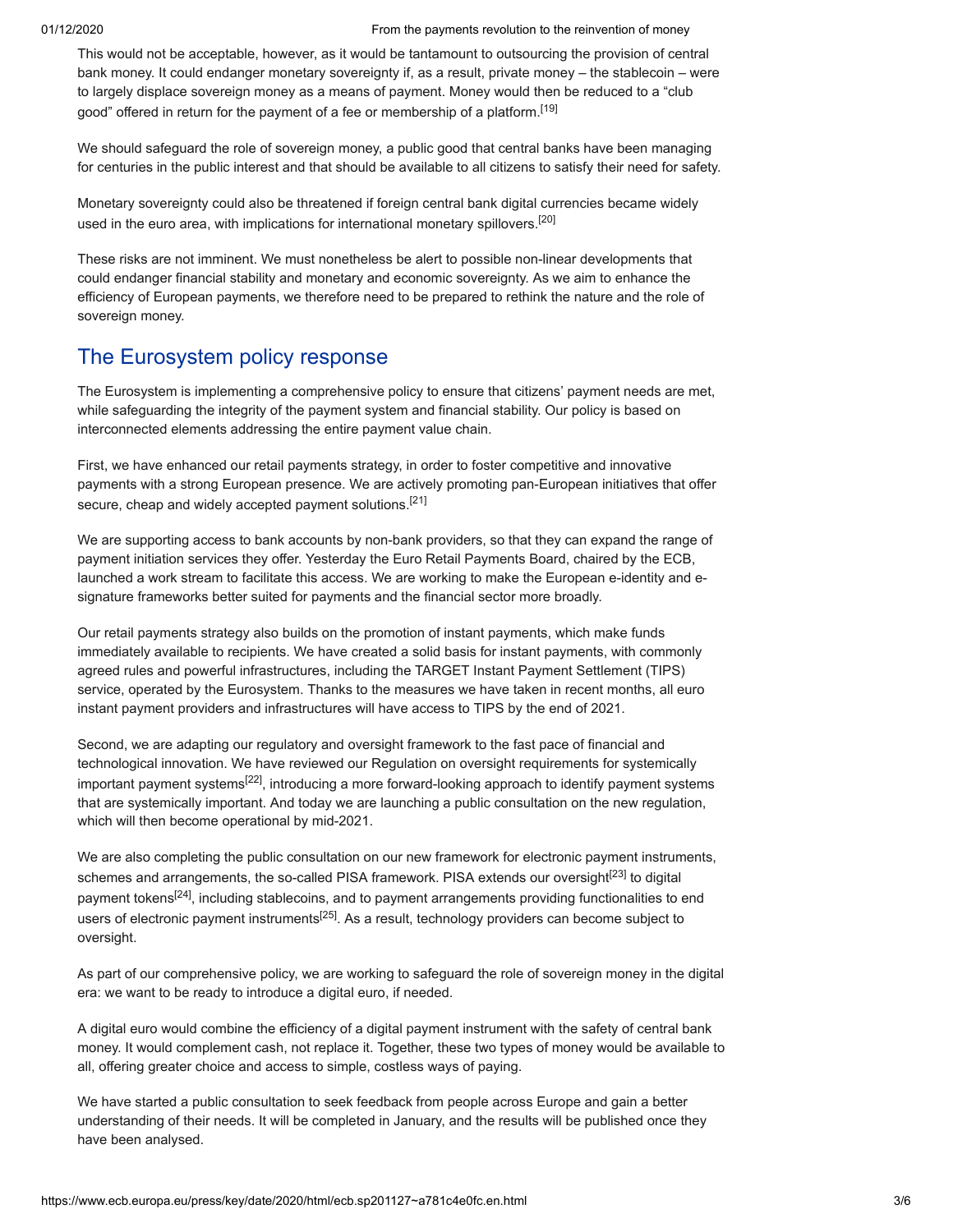This would not be acceptable, however, as it would be tantamount to outsourcing the provision of central bank money. It could endanger monetary sovereignty if, as a result, private money – the stablecoin – were to largely displace sovereign money as a means of payment. Money would then be reduced to a "club good" offered in return for the payment of a fee or membership of a platform.[19]

We should safeguard the role of sovereign money, a public good that central banks have been managing for centuries in the public interest and that should be available to all citizens to satisfy their need for safety.

Monetary sovereignty could also be threatened if foreign central bank digital currencies became widely used in the euro area, with implications for international monetary spillovers.[20]

These risks are not imminent. We must nonetheless be alert to possible non-linear developments that could endanger financial stability and monetary and economic sovereignty. As we aim to enhance the efficiency of European payments, we therefore need to be prepared to rethink the nature and the role of sovereign money.

## The Eurosystem policy response

The Eurosystem is implementing a comprehensive policy to ensure that citizens' payment needs are met, while safeguarding the integrity of the payment system and financial stability. Our policy is based on interconnected elements addressing the entire payment value chain.

First, we have enhanced our retail payments strategy, in order to foster competitive and innovative payments with a strong European presence. We are actively promoting pan-European initiatives that offer secure, cheap and widely accepted payment solutions.[21]

We are supporting access to bank accounts by non-bank providers, so that they can expand the range of payment initiation services they offer. Yesterday the Euro Retail Payments Board, chaired by the ECB, launched a work stream to facilitate this access. We are working to make the European e-identity and e-signature frameworks better suited for payments and the financial sector more broadly.

Our retail payments strategy also builds on the promotion of instant payments, which make funds immediately available to recipients. We have created a solid basis for instant payments, with commonly agreed rules and powerful infrastructures, including the TARGET Instant Payment Settlement (TIPS) service, operated by the Eurosystem. Thanks to the measures we have taken in recent months, all euro instant payment providers and infrastructures will have access to TIPS by the end of 2021.

Second, we are adapting our regulatory and oversight framework to the fast pace of financial and technological innovation. We have reviewed our Regulation on oversight requirements for systemically important payment systems[22], introducing a more forward-looking approach to identify payment systems that are systemically important. And today we are launching a public consultation on the new regulation, which will then become operational by mid-2021.

We are also completing the public consultation on our new framework for electronic payment instruments, schemes and arrangements, the so-called PISA framework. PISA extends our oversight[23] to digital payment tokens[24], including stablecoins, and to payment arrangements providing functionalities to end users of electronic payment instruments[25]. As a result, technology providers can become subject to oversight.

As part of our comprehensive policy, we are working to safeguard the role of sovereign money in the digital era: we want to be ready to introduce a digital euro, if needed.

A digital euro would combine the efficiency of a digital payment instrument with the safety of central bank money. It would complement cash, not replace it. Together, these two types of money would be available to all, offering greater choice and access to simple, costless ways of paying.

We have started a public consultation to seek feedback from people across Europe and gain a better understanding of their needs. It will be completed in January, and the results will be published once they have been analysed.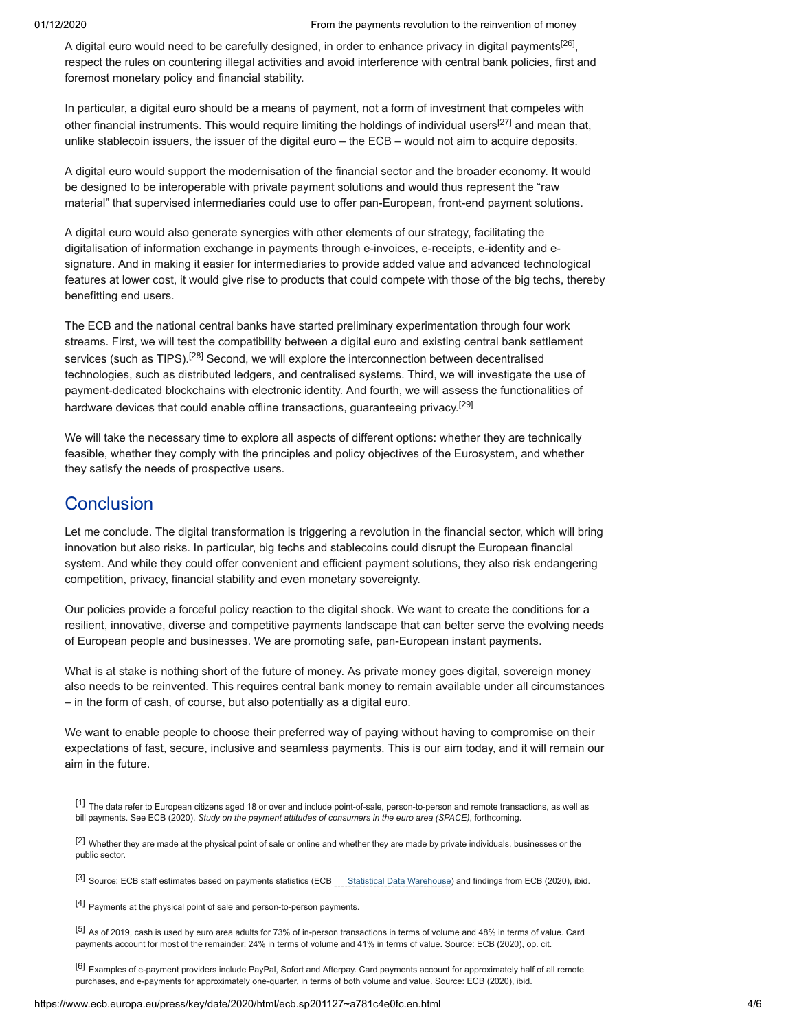A digital euro would need to be carefully designed, in order to enhance privacy in digital payments[26], respect the rules on countering illegal activities and avoid interference with central bank policies, first and foremost monetary policy and financial stability.

In particular, a digital euro should be a means of payment, not a form of investment that competes with other financial instruments. This would require limiting the holdings of individual users[27] and mean that, unlike stablecoin issuers, the issuer of the digital euro – the ECB – would not aim to acquire deposits.

A digital euro would support the modernisation of the financial sector and the broader economy. It would be designed to be interoperable with private payment solutions and would thus represent the "raw material" that supervised intermediaries could use to offer pan-European, front-end payment solutions.

A digital euro would also generate synergies with other elements of our strategy, facilitating the digitalisation of information exchange in payments through e-invoices, e-receipts, e-identity and e-signature. And in making it easier for intermediaries to provide added value and advanced technological features at lower cost, it would give rise to products that could compete with those of the big techs, thereby benefitting end users.

The ECB and the national central banks have started preliminary experimentation through four work streams. First, we will test the compatibility between a digital euro and existing central bank settlement services (such as TIPS).[28] Second, we will explore the interconnection between decentralised technologies, such as distributed ledgers, and centralised systems. Third, we will investigate the use of payment-dedicated blockchains with electronic identity. And fourth, we will assess the functionalities of hardware devices that could enable offline transactions, guaranteeing privacy.[29]

We will take the necessary time to explore all aspects of different options: whether they are technically feasible, whether they comply with the principles and policy objectives of the Eurosystem, and whether they satisfy the needs of prospective users.

## Conclusion

Let me conclude. The digital transformation is triggering a revolution in the financial sector, which will bring innovation but also risks. In particular, big techs and stablecoins could disrupt the European financial system. And while they could offer convenient and efficient payment solutions, they also risk endangering competition, privacy, financial stability and even monetary sovereignty.

Our policies provide a forceful policy reaction to the digital shock. We want to create the conditions for a resilient, innovative, diverse and competitive payments landscape that can better serve the evolving needs of European people and businesses. We are promoting safe, pan-European instant payments.

What is at stake is nothing short of the future of money. As private money goes digital, sovereign money also needs to be reinvented. This requires central bank money to remain available under all circumstances – in the form of cash, of course, but also potentially as a digital euro.

We want to enable people to choose their preferred way of paying without having to compromise on their expectations of fast, secure, inclusive and seamless payments. This is our aim today, and it will remain our aim in the future.

[1] The data refer to European citizens aged 18 or over and include point-of-sale, person-to-person and remote transactions, as well as bill payments. See ECB (2020), *Study on the payment attitudes of consumers in the euro area (SPACE)*, forthcoming.

[2] Whether they are made at the physical point of sale or online and whether they are made by private individuals, businesses or the public sector.

[3] Source: ECB staff estimates based on payments statistics (ECB Statistical Data Warehouse) and findings from ECB (2020), ibid.

[4] Payments at the physical point of sale and person-to-person payments.

[5] As of 2019, cash is used by euro area adults for 73% of in-person transactions in terms of volume and 48% in terms of value. Card payments account for most of the remainder: 24% in terms of volume and 41% in terms of value. Source: ECB (2020), op. cit.

[6] Examples of e-payment providers include PayPal, Sofort and Afterpay. Card payments account for approximately half of all remote purchases, and e-payments for approximately one-quarter, in terms of both volume and value. Source: ECB (2020), ibid.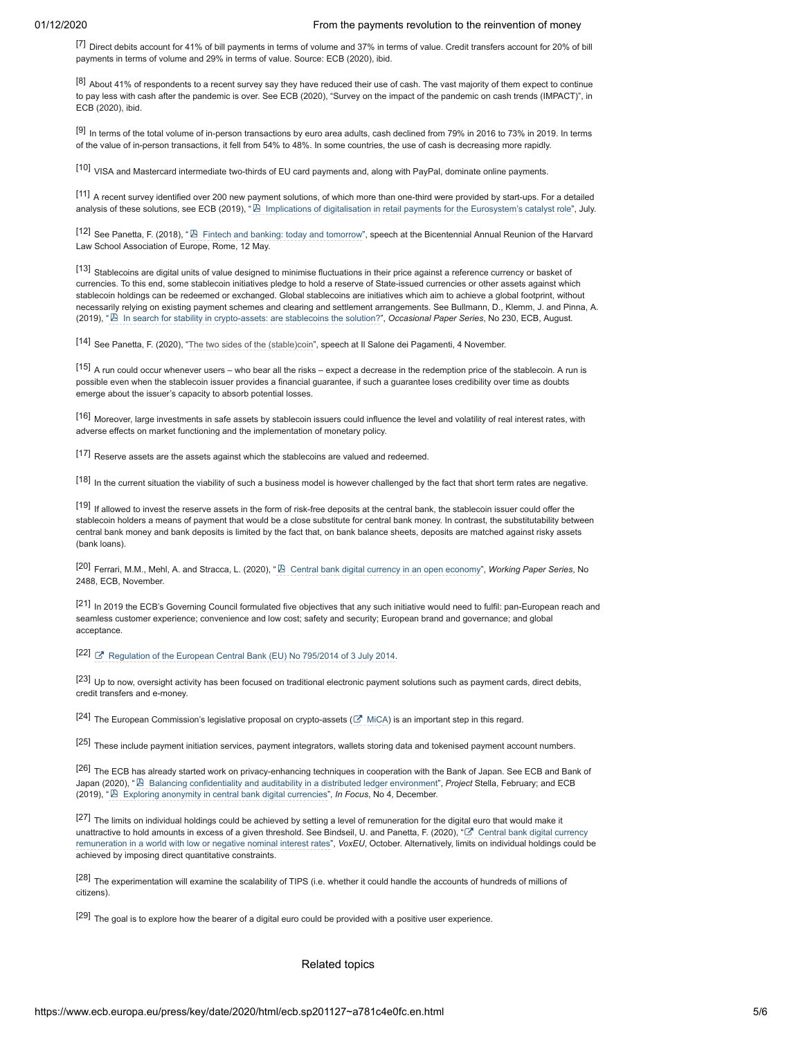[7] Direct debits account for 41% of bill payments in terms of volume and 37% in terms of value. Credit transfers account for 20% of bill payments in terms of volume and 29% in terms of value. Source: ECB (2020), ibid.

[8] About 41% of respondents to a recent survey say they have reduced their use of cash. The vast majority of them expect to continue to pay less with cash after the pandemic is over. See ECB (2020), "Survey on the impact of the pandemic on cash trends (IMPACT)", in ECB (2020), ibid.

[9] In terms of the total volume of in-person transactions by euro area adults, cash declined from 79% in 2016 to 73% in 2019. In terms of the value of in-person transactions, it fell from 54% to 48%. In some countries, the use of cash is decreasing more rapidly.

[10] VISA and Mastercard intermediate two-thirds of EU card payments and, along with PayPal, dominate online payments.

[11] A recent survey identified over 200 new payment solutions, of which more than one-third were provided by start-ups. For a detailed analysis of these solutions, see ECB (2019), "Implications of digitalisation in retail payments for the Eurosystem's catalyst role", July.

[12] See Panetta, F. (2018), "Fintech and banking: today and tomorrow", speech at the Bicentennial Annual Reunion of the Harvard Law School Association of Europe, Rome, 12 May.

[13] Stablecoins are digital units of value designed to minimise fluctuations in their price against a reference currency or basket of currencies. To this end, some stablecoin initiatives pledge to hold a reserve of State-issued currencies or other assets against which stablecoin holdings can be redeemed or exchanged. Global stablecoins are initiatives which aim to achieve a global footprint, without necessarily relying on existing payment schemes and clearing and settlement arrangements. See Bullmann, D., Klemm, J. and Pinna, A. (2019), "In search for stability in crypto-assets: are stablecoins the solution?", *Occasional Paper Series*, No 230, ECB, August.

[14] See Panetta, F. (2020), "The two sides of the (stable)coin", speech at Il Salone dei Pagamenti, 4 November.

[15] A run could occur whenever users – who bear all the risks – expect a decrease in the redemption price of the stablecoin. A run is possible even when the stablecoin issuer provides a financial guarantee, if such a guarantee loses credibility over time as doubts emerge about the issuer's capacity to absorb potential losses.

[16] Moreover, large investments in safe assets by stablecoin issuers could influence the level and volatility of real interest rates, with adverse effects on market functioning and the implementation of monetary policy.

[17] Reserve assets are the assets against which the stablecoins are valued and redeemed.

[18] In the current situation the viability of such a business model is however challenged by the fact that short term rates are negative.

[19] If allowed to invest the reserve assets in the form of risk-free deposits at the central bank, the stablecoin issuer could offer the stablecoin holders a means of payment that would be a close substitute for central bank money. In contrast, the substitutability between central bank money and bank deposits is limited by the fact that, on bank balance sheets, deposits are matched against risky assets (bank loans).

[20] Ferrari, M.M., Mehl, A. and Stracca, L. (2020), "Central bank digital currency in an open economy", *Working Paper Series*, No 2488, ECB, November.

[21] In 2019 the ECB's Governing Council formulated five objectives that any such initiative would need to fulfil: pan-European reach and seamless customer experience; convenience and low cost; safety and security; European brand and governance; and global acceptance.

[22] Regulation of the European Central Bank (EU) No 795/2014 of 3 July 2014.

[23] Up to now, oversight activity has been focused on traditional electronic payment solutions such as payment cards, direct debits, credit transfers and e-money.

[24] The European Commission's legislative proposal on crypto-assets (MiCA) is an important step in this regard.

[25] These include payment initiation services, payment integrators, wallets storing data and tokenised payment account numbers.

[26] The ECB has already started work on privacy-enhancing techniques in cooperation with the Bank of Japan. See ECB and Bank of Japan (2020), "Balancing confidentiality and auditability in a distributed ledger environment", *Project* Stella, February; and ECB (2019), "Exploring anonymity in central bank digital currencies", *In Focus*, No 4, December.

[27] The limits on individual holdings could be achieved by setting a level of remuneration for the digital euro that would make it unattractive to hold amounts in excess of a given threshold. See Bindseil, U. and Panetta, F. (2020), "Central bank digital currency remuneration in a world with low or negative nominal interest rates", *VoxEU*, October. Alternatively, limits on individual holdings could be achieved by imposing direct quantitative constraints.

[28] The experimentation will examine the scalability of TIPS (i.e. whether it could handle the accounts of hundreds of millions of citizens).

[29] The goal is to explore how the bearer of a digital euro could be provided with a positive user experience.

Related topics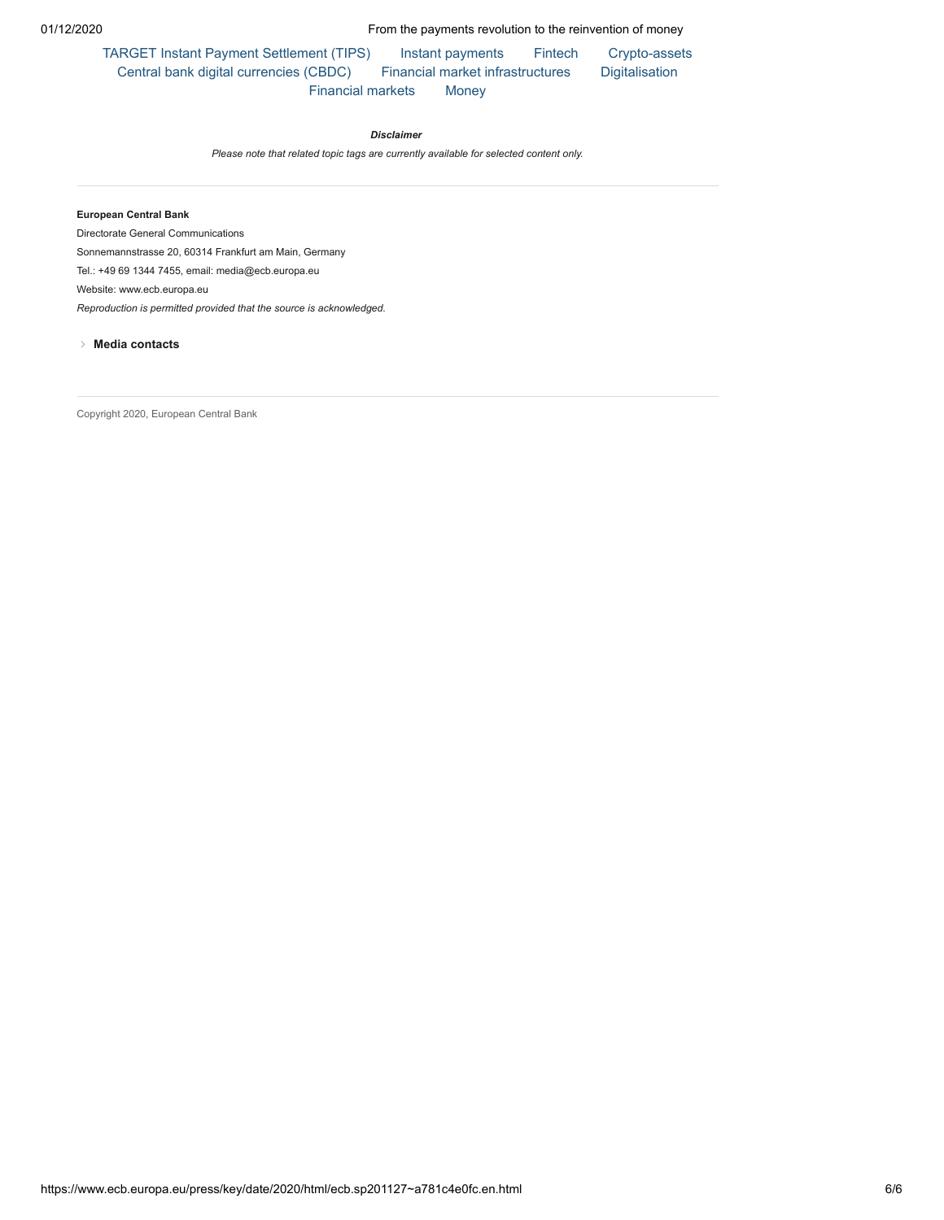TARGET Instant Payment Settlement (TIPS) Instant payments Fintech Crypto-assets Central bank digital currencies (CBDC) Financial market infrastructures Digitalisation Financial markets Money

***Disclaimer***

*Please note that related topic tags are currently available for selected content only.*

---

**European Central Bank**

Directorate General Communications

Sonnemannstrasse 20, 60314 Frankfurt am Main, Germany

Tel.: +49 69 1344 7455, email: media@ecb.europa.eu

Website: www.ecb.europa.eu

*Reproduction is permitted provided that the source is acknowledged.*

**Media contacts**

---

Copyright 2020, European Central Bank